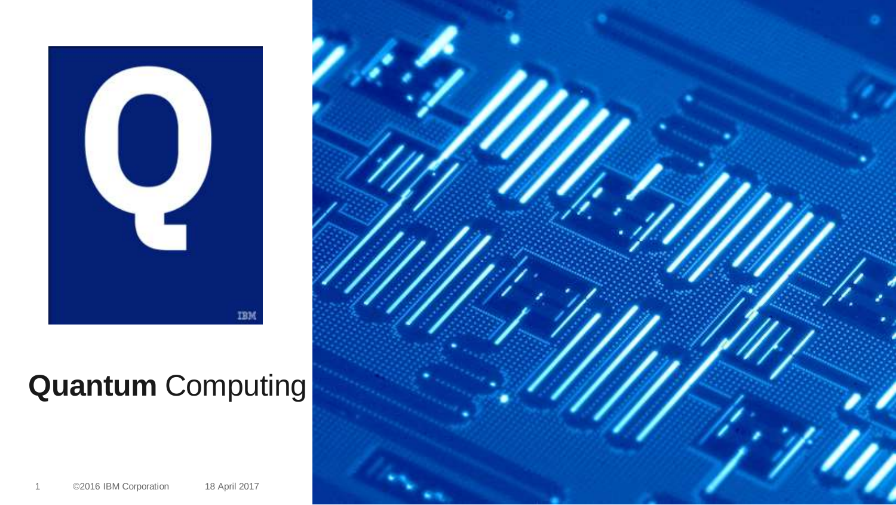# **Quantum** Computing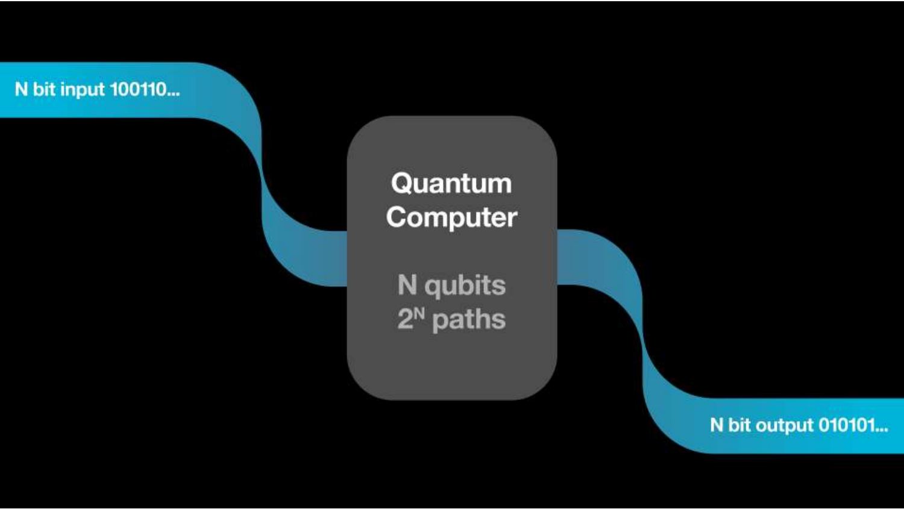N bit input 100110...

**Quantum Computer**

N qubits

$2^N$ paths

N bit output 010101...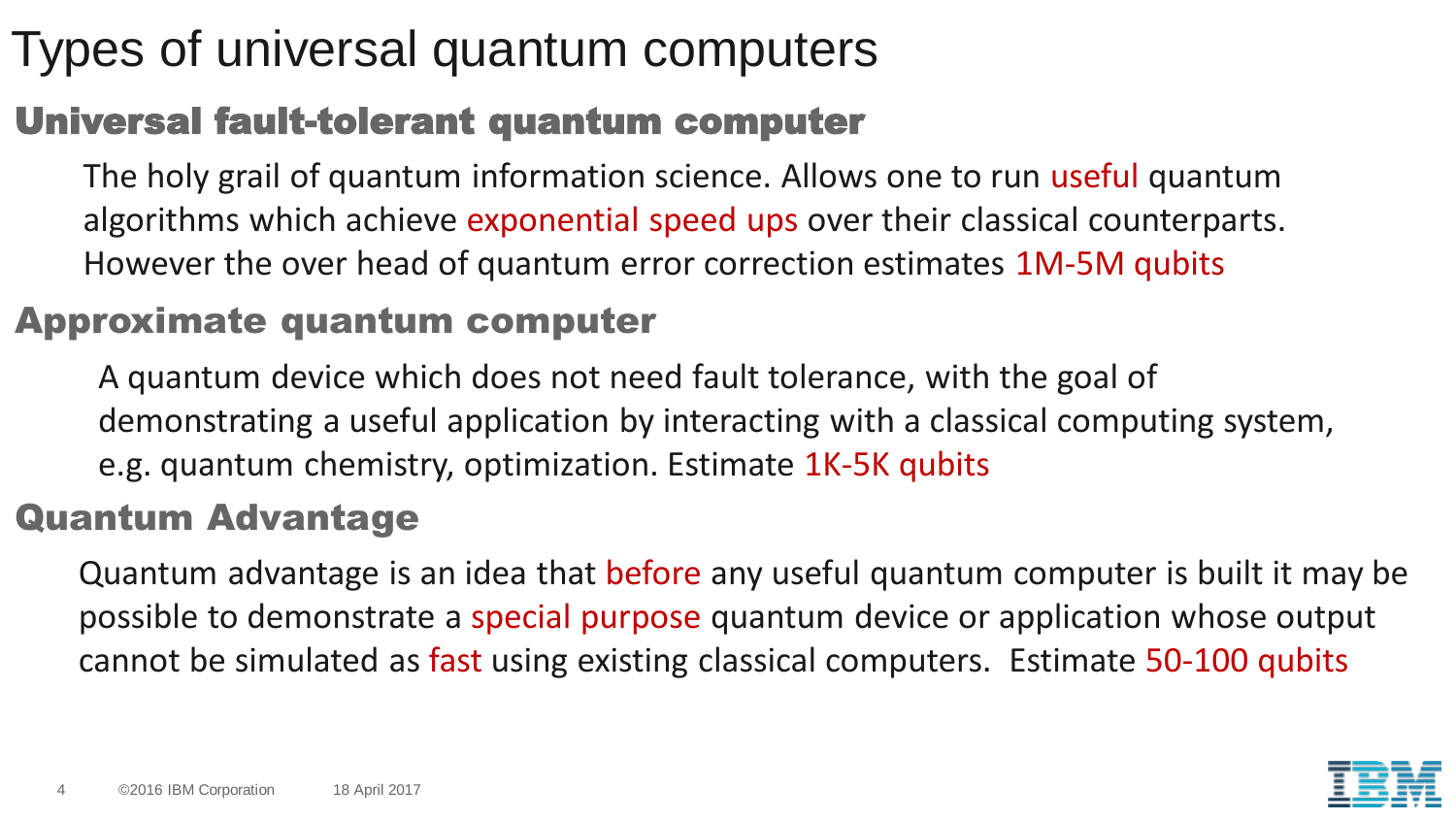# Types of universal quantum computers

## Universal fault-tolerant quantum computer

The holy grail of quantum information science. Allows one to run useful quantum algorithms which achieve exponential speed ups over their classical counterparts. However the over head of quantum error correction estimates 1M-5M qubits

## Approximate quantum computer

A quantum device which does not need fault tolerance, with the goal of demonstrating a useful application by interacting with a classical computing system, e.g. quantum chemistry, optimization. Estimate 1K-5K qubits

## Quantum Advantage

Quantum advantage is an idea that before any useful quantum computer is built it may be possible to demonstrate a special purpose quantum device or application whose output cannot be simulated as fast using existing classical computers. Estimate 50-100 qubits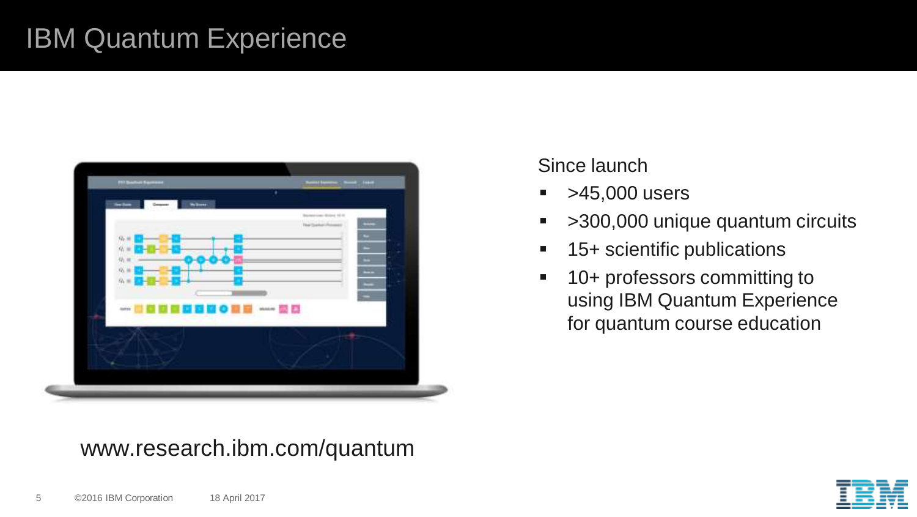# IBM Quantum Experience

Since launch

- >45,000 users
- >300,000 unique quantum circuits
- 15+ scientific publications
- 10+ professors committing to using IBM Quantum Experience for quantum course education

www.research.ibm.com/quantum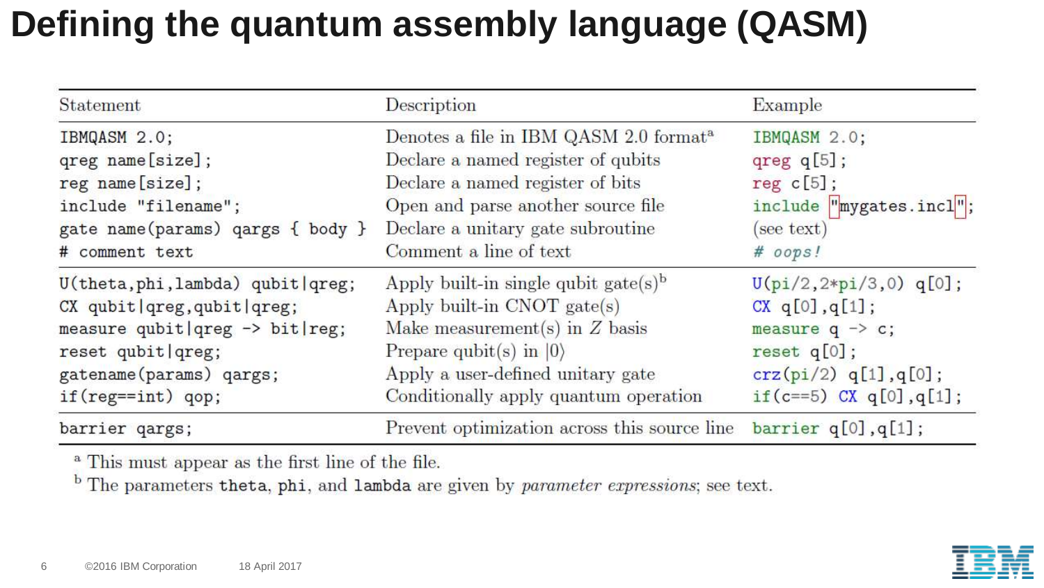# Defining the quantum assembly language (QASM)

| Statement | Description | Example |
|---|---|---|
| `IBMQASM 2.0;` | Denotes a file in IBM QASM 2.0 format[a] | `IBMQASM 2.0;` |
| `qreg name[size];` | Declare a named register of qubits | `qreg q[5];` |
| `reg name[size];` | Declare a named register of bits | `reg c[5];` |
| `include "filename";` | Open and parse another source file | `include "mygates.incl";` |
| `gate name(params) qargs { body }` | Declare a unitary gate subroutine | (see text) |
| `# comment text` | Comment a line of text | `# oops!` |
| `U(theta,phi,lambda) qubit\|qreg;` | Apply built-in single qubit gate(s)[b] | `U(pi/2,2*pi/3,0) q[0];` |
| `CX qubit\|qreg,qubit\|qreg;` | Apply built-in CNOT gate(s) | `CX q[0],q[1];` |
| `measure qubit\|qreg -> bit\|reg;` | Make measurement(s) in $Z$ basis | `measure q -> c;` |
| `reset qubit\|qreg;` | Prepare qubit(s) in $\|0\rangle$ | `reset q[0];` |
| `gatename(params) qargs;` | Apply a user-defined unitary gate | `crz(pi/2) q[1],q[0];` |
| `if(reg==int) qop;` | Conditionally apply quantum operation | `if(c==5) CX q[0],q[1];` |
| `barrier qargs;` | Prevent optimization across this source line | `barrier q[0],q[1];` |

[a] This must appear as the first line of the file.

[b] The parameters theta, phi, and lambda are given by *parameter expressions*; see text.